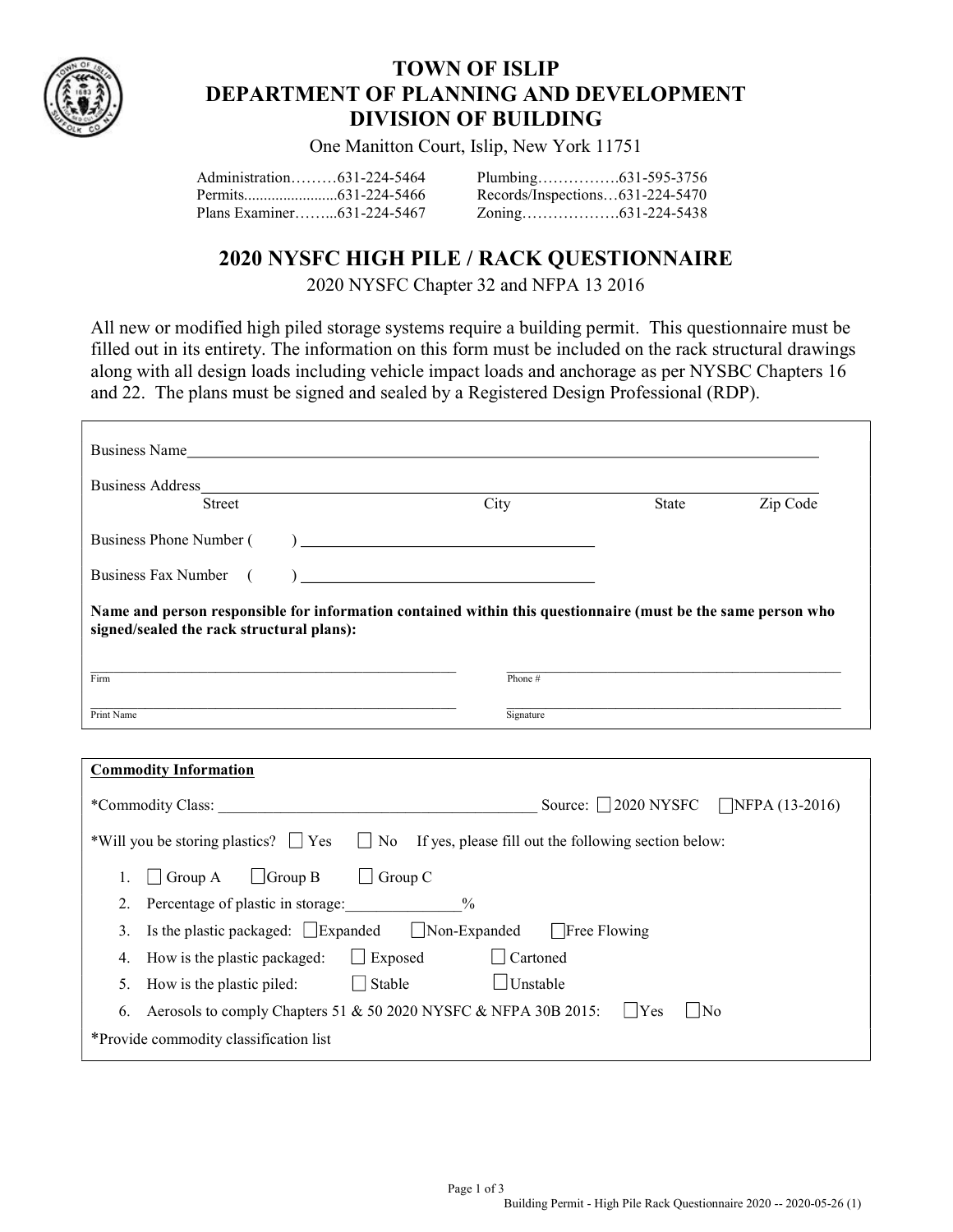# TOWN OF ISLIP
# DEPARTMENT OF PLANNING AND DEVELOPMENT
# DIVISION OF BUILDING

One Manitton Court, Islip, New York 11751

| | |
|---|---|
| Administration………631-224-5464 | Plumbing…………….631-595-3756 |
| Permits.......................631-224-5466 | Records/Inspections…631-224-5470 |
| Plans Examiner……...631-224-5467 | Zoning……………….631-224-5438 |

## 2020 NYSFC HIGH PILE / RACK QUESTIONNAIRE

2020 NYSFC Chapter 32 and NFPA 13 2016

All new or modified high piled storage systems require a building permit. This questionnaire must be filled out in its entirety. The information on this form must be included on the rack structural drawings along with all design loads including vehicle impact loads and anchorage as per NYSBC Chapters 16 and 22. The plans must be signed and sealed by a Registered Design Professional (RDP).

Business Name________________________________________________________________

Business Address______________________________________________________________
Street City State Zip Code

Business Phone Number ( ) ______________________________

Business Fax Number ( ) ______________________________

**Name and person responsible for information contained within this questionnaire (must be the same person who signed/sealed the rack structural plans):**

______________________________ ______________________________
Firm Phone #

______________________________ ______________________________
Print Name Signature

**Commodity Information**

*Commodity Class: ______________________________ Source: ☐ 2020 NYSFC ☐ NFPA (13-2016)

*Will you be storing plastics? ☐ Yes ☐ No If yes, please fill out the following section below:

1. ☐ Group A ☐ Group B ☐ Group C
2. Percentage of plastic in storage:_______________%
3. Is the plastic packaged: ☐ Expanded ☐ Non-Expanded ☐ Free Flowing
4. How is the plastic packaged: ☐ Exposed ☐ Cartoned
5. How is the plastic piled: ☐ Stable ☐ Unstable
6. Aerosols to comply Chapters 51 & 50 2020 NYSFC & NFPA 30B 2015: ☐ Yes ☐ No

*Provide commodity classification list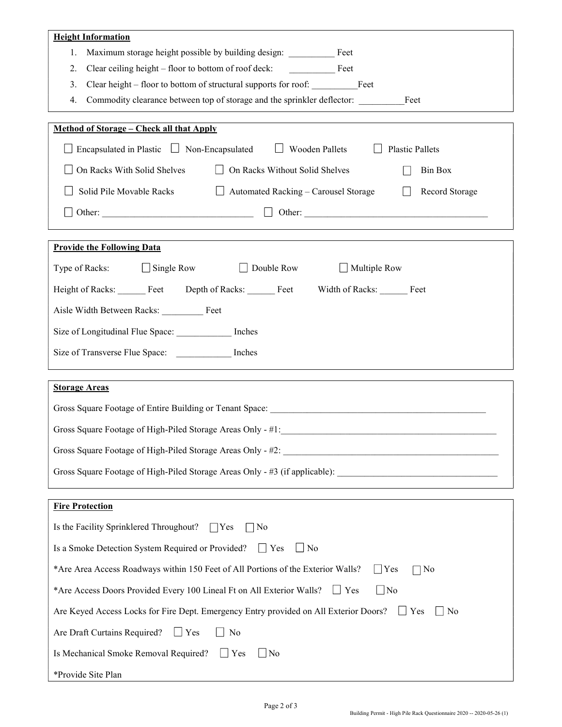**Height Information**

1. Maximum storage height possible by building design: __________ Feet
2. Clear ceiling height – floor to bottom of roof deck: __________ Feet
3. Clear height – floor to bottom of structural supports for roof: __________Feet
4. Commodity clearance between top of storage and the sprinkler deflector: __________Feet

**Method of Storage – Check all that Apply**

☐ Encapsulated in Plastic ☐ Non-Encapsulated ☐ Wooden Pallets ☐ Plastic Pallets

☐ On Racks With Solid Shelves ☐ On Racks Without Solid Shelves ☐ Bin Box

☐ Solid Pile Movable Racks ☐ Automated Racking – Carousel Storage ☐ Record Storage

☐ Other: _________________________________ ☐ Other: _________________________________________

**Provide the Following Data**

Type of Racks: ☐ Single Row ☐ Double Row ☐ Multiple Row

Height of Racks: ______ Feet Depth of Racks: ______ Feet Width of Racks: ______ Feet

Aisle Width Between Racks: _________ Feet

Size of Longitudinal Flue Space: ____________ Inches

Size of Transverse Flue Space: ____________ Inches

**Storage Areas**

Gross Square Footage of Entire Building or Tenant Space: ________________________________________________

Gross Square Footage of High-Piled Storage Areas Only - #1:________________________________________________

Gross Square Footage of High-Piled Storage Areas Only - #2: ________________________________________________

Gross Square Footage of High-Piled Storage Areas Only - #3 (if applicable): ___________________________________

**Fire Protection**

Is the Facility Sprinklered Throughout? ☐ Yes ☐ No

Is a Smoke Detection System Required or Provided? ☐ Yes ☐ No

*Are Area Access Roadways within 150 Feet of All Portions of the Exterior Walls? ☐ Yes ☐ No

*Are Access Doors Provided Every 100 Lineal Ft on All Exterior Walls? ☐ Yes ☐ No

Are Keyed Access Locks for Fire Dept. Emergency Entry provided on All Exterior Doors? ☐ Yes ☐ No

Are Draft Curtains Required? ☐ Yes ☐ No

Is Mechanical Smoke Removal Required? ☐ Yes ☐ No

*Provide Site Plan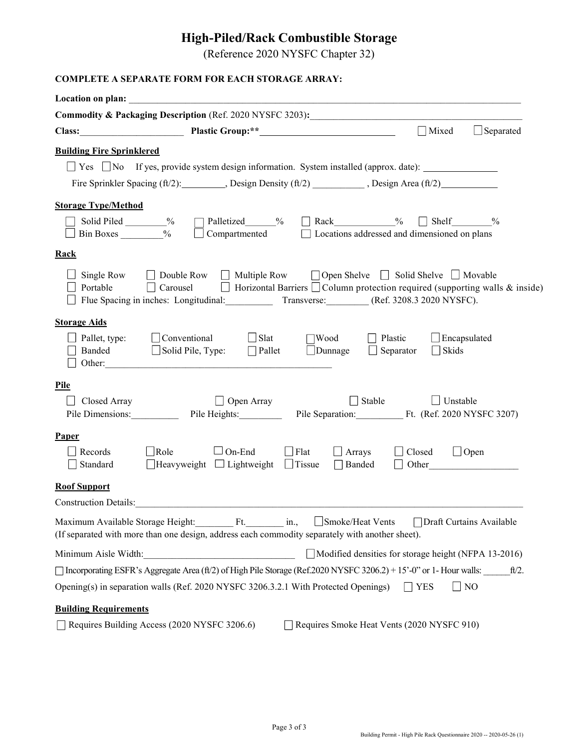# High-Piled/Rack Combustible Storage

(Reference 2020 NYSFC Chapter 32)

**COMPLETE A SEPARATE FORM FOR EACH STORAGE ARRAY:**

**Location on plan:** ____________________________________________

**Commodity & Packaging Description** (Ref. 2020 NYSFC 3203)**:** ____________________________

**Class:** ____________________ **Plastic Group:**** ____________________ ☐ Mixed ☐ Separated

## Building Fire Sprinklered

☐ Yes ☐ No If yes, provide system design information. System installed (approx. date): ____________

Fire Sprinkler Spacing (ft/2): ________, Design Density (ft/2) __________ , Design Area (ft/2) __________

## Storage Type/Method

☐ Solid Piled ________% ☐ Palletized______% ☐ Rack____________% ☐ Shelf________%
☐ Bin Boxes ________% ☐ Compartmented ☐ Locations addressed and dimensioned on plans

## Rack

☐ Single Row ☐ Double Row ☐ Multiple Row ☐ Open Shelve ☐ Solid Shelve ☐ Movable
☐ Portable ☐ Carousel ☐ Horizontal Barriers ☐ Column protection required (supporting walls & inside)
☐ Flue Spacing in inches: Longitudinal:__________ Transverse:_________ (Ref. 3208.3 2020 NYSFC).

## Storage Aids

☐ Pallet, type: ☐ Conventional ☐ Slat ☐ Wood ☐ Plastic ☐ Encapsulated
☐ Banded ☐ Solid Pile, Type: ☐ Pallet ☐ Dunnage ☐ Separator ☐ Skids
☐ Other: ____________________________________________

## Pile

☐ Closed Array ☐ Open Array ☐ Stable ☐ Unstable
Pile Dimensions:__________ Pile Heights:_________ Pile Separation:__________ Ft. (Ref. 2020 NYSFC 3207)

## Paper

☐ Records ☐ Role ☐ On-End ☐ Flat ☐ Arrays ☐ Closed ☐ Open
☐ Standard ☐ Heavyweight ☐ Lightweight ☐ Tissue ☐ Banded ☐ Other____________________

## Roof Support

Construction Details: ____________________________________________

Maximum Available Storage Height:________ Ft.________ in., ☐ Smoke/Heat Vents ☐ Draft Curtains Available
(If separated with more than one design, address each commodity separately with another sheet).

Minimum Aisle Width: ______________________________ ☐ Modified densities for storage height (NFPA 13-2016)

☐ Incorporating ESFR's Aggregate Area (ft/2) of High Pile Storage (Ref.2020 NYSFC 3206.2) + 15'-0" or 1- Hour walls: ______ft/2.

Opening(s) in separation walls (Ref. 2020 NYSFC 3206.3.2.1 With Protected Openings) ☐ YES ☐ NO

## Building Requirements

☐ Requires Building Access (2020 NYSFC 3206.6) ☐ Requires Smoke Heat Vents (2020 NYSFC 910)

Building Permit - High Pile Rack Questionnaire 2020 -- 2020-05-26 (1)